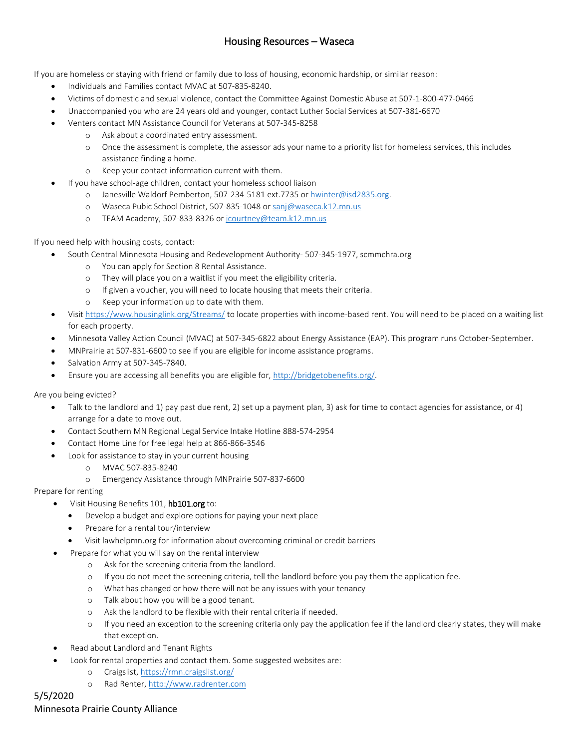# Housing Resources – Waseca

If you are homeless or staying with friend or family due to loss of housing, economic hardship, or similar reason:

- Individuals and Families contact MVAC at 507-835-8240.
- Victims of domestic and sexual violence, contact the Committee Against Domestic Abuse at 507-1-800-477-0466
- Unaccompanied you who are 24 years old and younger, contact Luther Social Services at 507-381-6670
- Venters contact MN Assistance Council for Veterans at 507-345-8258
  - Ask about a coordinated entry assessment.
  - Once the assessment is complete, the assessor ads your name to a priority list for homeless services, this includes assistance finding a home.
  - Keep your contact information current with them.
- If you have school-age children, contact your homeless school liaison
  - Janesville Waldorf Pemberton, 507-234-5181 ext.7735 or hwinter@isd2835.org.
  - Waseca Pubic School District, 507-835-1048 or sanj@waseca.k12.mn.us
  - TEAM Academy, 507-833-8326 or jcourtney@team.k12.mn.us

If you need help with housing costs, contact:

- South Central Minnesota Housing and Redevelopment Authority- 507-345-1977, scmmchra.org
  - You can apply for Section 8 Rental Assistance.
  - They will place you on a waitlist if you meet the eligibility criteria.
  - If given a voucher, you will need to locate housing that meets their criteria.
  - Keep your information up to date with them.
- Visit https://www.housinglink.org/Streams/ to locate properties with income-based rent. You will need to be placed on a waiting list for each property.
- Minnesota Valley Action Council (MVAC) at 507-345-6822 about Energy Assistance (EAP). This program runs October-September.
- MNPrairie at 507-831-6600 to see if you are eligible for income assistance programs.
- Salvation Army at 507-345-7840.
- Ensure you are accessing all benefits you are eligible for, http://bridgetobenefits.org/.

Are you being evicted?

- Talk to the landlord and 1) pay past due rent, 2) set up a payment plan, 3) ask for time to contact agencies for assistance, or 4) arrange for a date to move out.
- Contact Southern MN Regional Legal Service Intake Hotline 888-574-2954
- Contact Home Line for free legal help at 866-866-3546
- Look for assistance to stay in your current housing
  - MVAC 507-835-8240
  - Emergency Assistance through MNPrairie 507-837-6600

Prepare for renting

- Visit Housing Benefits 101, **hb101.org** to:
  - Develop a budget and explore options for paying your next place
  - Prepare for a rental tour/interview
  - Visit lawhelpmn.org for information about overcoming criminal or credit barriers
- Prepare for what you will say on the rental interview
  - Ask for the screening criteria from the landlord.
  - If you do not meet the screening criteria, tell the landlord before you pay them the application fee.
  - What has changed or how there will not be any issues with your tenancy
  - Talk about how you will be a good tenant.
  - Ask the landlord to be flexible with their rental criteria if needed.
  - If you need an exception to the screening criteria only pay the application fee if the landlord clearly states, they will make that exception.
- Read about Landlord and Tenant Rights
- Look for rental properties and contact them. Some suggested websites are:
  - Craigslist, https://rmn.craigslist.org/
  - Rad Renter, http://www.radrenter.com

5/5/2020
Minnesota Prairie County Alliance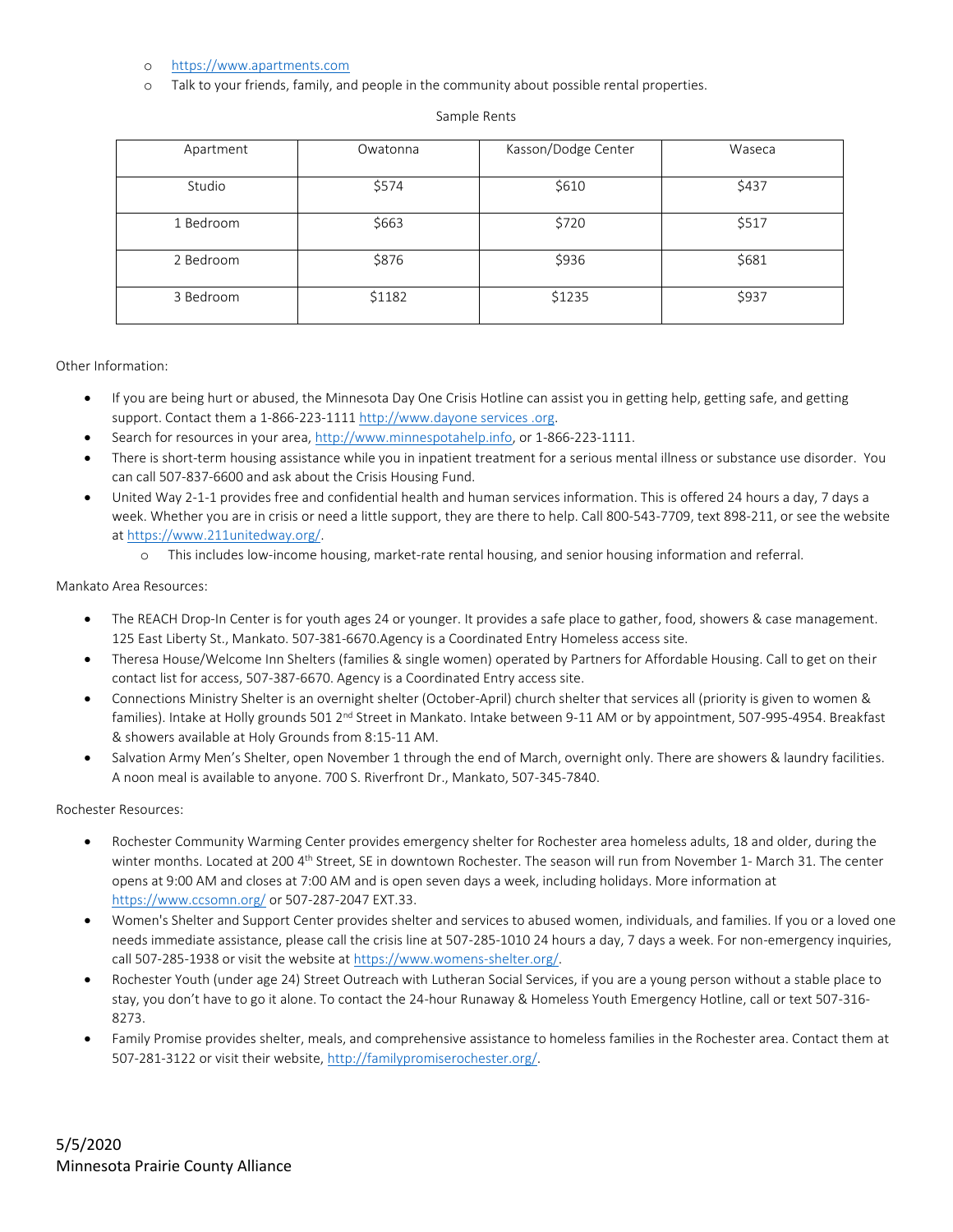- https://www.apartments.com
- Talk to your friends, family, and people in the community about possible rental properties.

Sample Rents

| Apartment | Owatonna | Kasson/Dodge Center | Waseca |
|---|---|---|---|
| Studio | $574 | $610 | $437 |
| 1 Bedroom | $663 | $720 | $517 |
| 2 Bedroom | $876 | $936 | $681 |
| 3 Bedroom | $1182 | $1235 | $937 |

Other Information:

- If you are being hurt or abused, the Minnesota Day One Crisis Hotline can assist you in getting help, getting safe, and getting support. Contact them a 1-866-223-1111 http://www.dayone services .org.
- Search for resources in your area, http://www.minnespotahelp.info, or 1-866-223-1111.
- There is short-term housing assistance while you in inpatient treatment for a serious mental illness or substance use disorder. You can call 507-837-6600 and ask about the Crisis Housing Fund.
- United Way 2-1-1 provides free and confidential health and human services information. This is offered 24 hours a day, 7 days a week. Whether you are in crisis or need a little support, they are there to help. Call 800-543-7709, text 898-211, or see the website at https://www.211unitedway.org/.
  - This includes low-income housing, market-rate rental housing, and senior housing information and referral.

Mankato Area Resources:

- The REACH Drop-In Center is for youth ages 24 or younger. It provides a safe place to gather, food, showers & case management. 125 East Liberty St., Mankato. 507-381-6670.Agency is a Coordinated Entry Homeless access site.
- Theresa House/Welcome Inn Shelters (families & single women) operated by Partners for Affordable Housing. Call to get on their contact list for access, 507-387-6670. Agency is a Coordinated Entry access site.
- Connections Ministry Shelter is an overnight shelter (October-April) church shelter that services all (priority is given to women & families). Intake at Holly grounds 501 2nd Street in Mankato. Intake between 9-11 AM or by appointment, 507-995-4954. Breakfast & showers available at Holy Grounds from 8:15-11 AM.
- Salvation Army Men's Shelter, open November 1 through the end of March, overnight only. There are showers & laundry facilities. A noon meal is available to anyone. 700 S. Riverfront Dr., Mankato, 507-345-7840.

Rochester Resources:

- Rochester Community Warming Center provides emergency shelter for Rochester area homeless adults, 18 and older, during the winter months. Located at 200 4th Street, SE in downtown Rochester. The season will run from November 1- March 31. The center opens at 9:00 AM and closes at 7:00 AM and is open seven days a week, including holidays. More information at https://www.ccsomn.org/ or 507-287-2047 EXT.33.
- Women's Shelter and Support Center provides shelter and services to abused women, individuals, and families. If you or a loved one needs immediate assistance, please call the crisis line at 507-285-1010 24 hours a day, 7 days a week. For non-emergency inquiries, call 507-285-1938 or visit the website at https://www.womens-shelter.org/.
- Rochester Youth (under age 24) Street Outreach with Lutheran Social Services, if you are a young person without a stable place to stay, you don't have to go it alone. To contact the 24-hour Runaway & Homeless Youth Emergency Hotline, call or text 507-316-8273.
- Family Promise provides shelter, meals, and comprehensive assistance to homeless families in the Rochester area. Contact them at 507-281-3122 or visit their website, http://familypromiserochester.org/.

5/5/2020
Minnesota Prairie County Alliance